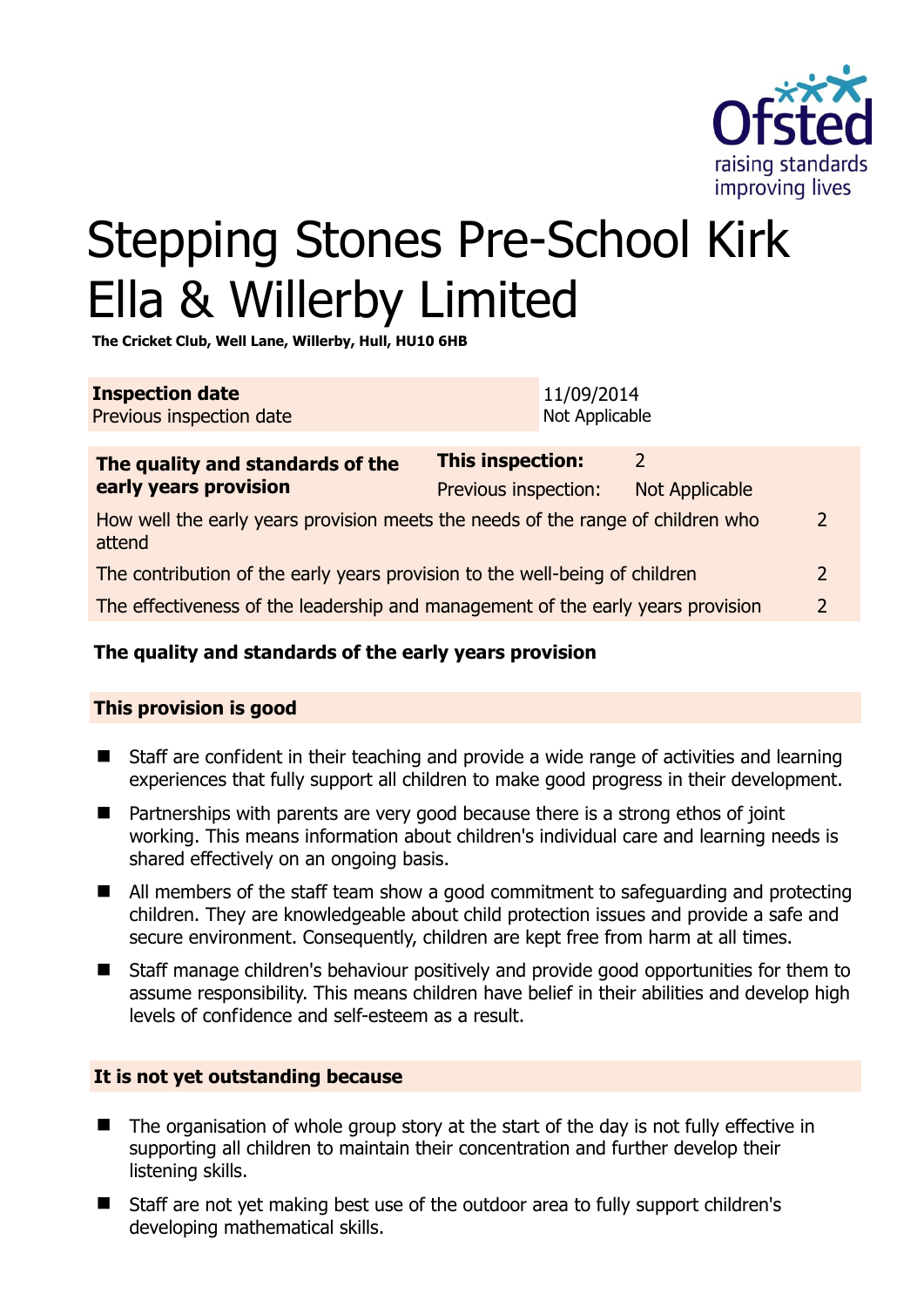# Stepping Stones Pre-School Kirk Ella & Willerby Limited

**The Cricket Club, Well Lane, Willerby, Hull, HU10 6HB**

| | |
|---|---|
| **Inspection date** | 11/09/2014 |
| Previous inspection date | Not Applicable |

| | | |
|---|---|---|
| **The quality and standards of the early years provision** | **This inspection:** | 2 |
| | Previous inspection: | Not Applicable |
| How well the early years provision meets the needs of the range of children who attend | | 2 |
| The contribution of the early years provision to the well-being of children | | 2 |
| The effectiveness of the leadership and management of the early years provision | | 2 |

## The quality and standards of the early years provision

### This provision is good

- Staff are confident in their teaching and provide a wide range of activities and learning experiences that fully support all children to make good progress in their development.
- Partnerships with parents are very good because there is a strong ethos of joint working. This means information about children's individual care and learning needs is shared effectively on an ongoing basis.
- All members of the staff team show a good commitment to safeguarding and protecting children. They are knowledgeable about child protection issues and provide a safe and secure environment. Consequently, children are kept free from harm at all times.
- Staff manage children's behaviour positively and provide good opportunities for them to assume responsibility. This means children have belief in their abilities and develop high levels of confidence and self-esteem as a result.

### It is not yet outstanding because

- The organisation of whole group story at the start of the day is not fully effective in supporting all children to maintain their concentration and further develop their listening skills.
- Staff are not yet making best use of the outdoor area to fully support children's developing mathematical skills.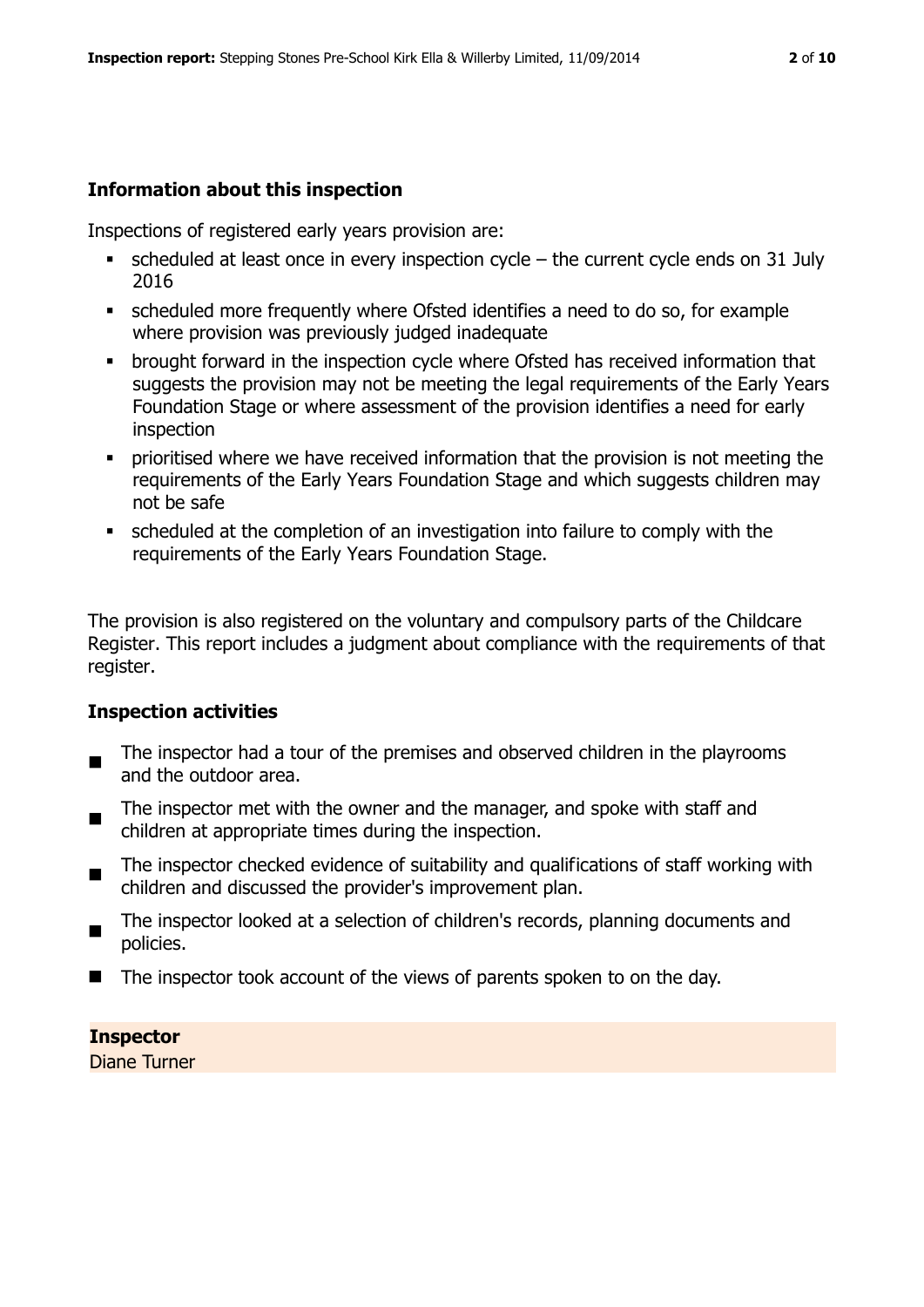### Information about this inspection

Inspections of registered early years provision are:

- scheduled at least once in every inspection cycle – the current cycle ends on 31 July 2016
- scheduled more frequently where Ofsted identifies a need to do so, for example where provision was previously judged inadequate
- brought forward in the inspection cycle where Ofsted has received information that suggests the provision may not be meeting the legal requirements of the Early Years Foundation Stage or where assessment of the provision identifies a need for early inspection
- prioritised where we have received information that the provision is not meeting the requirements of the Early Years Foundation Stage and which suggests children may not be safe
- scheduled at the completion of an investigation into failure to comply with the requirements of the Early Years Foundation Stage.

The provision is also registered on the voluntary and compulsory parts of the Childcare Register. This report includes a judgment about compliance with the requirements of that register.

### Inspection activities

- The inspector had a tour of the premises and observed children in the playrooms and the outdoor area.
- The inspector met with the owner and the manager, and spoke with staff and children at appropriate times during the inspection.
- The inspector checked evidence of suitability and qualifications of staff working with children and discussed the provider's improvement plan.
- The inspector looked at a selection of children's records, planning documents and policies.
- The inspector took account of the views of parents spoken to on the day.

**Inspector**

Diane Turner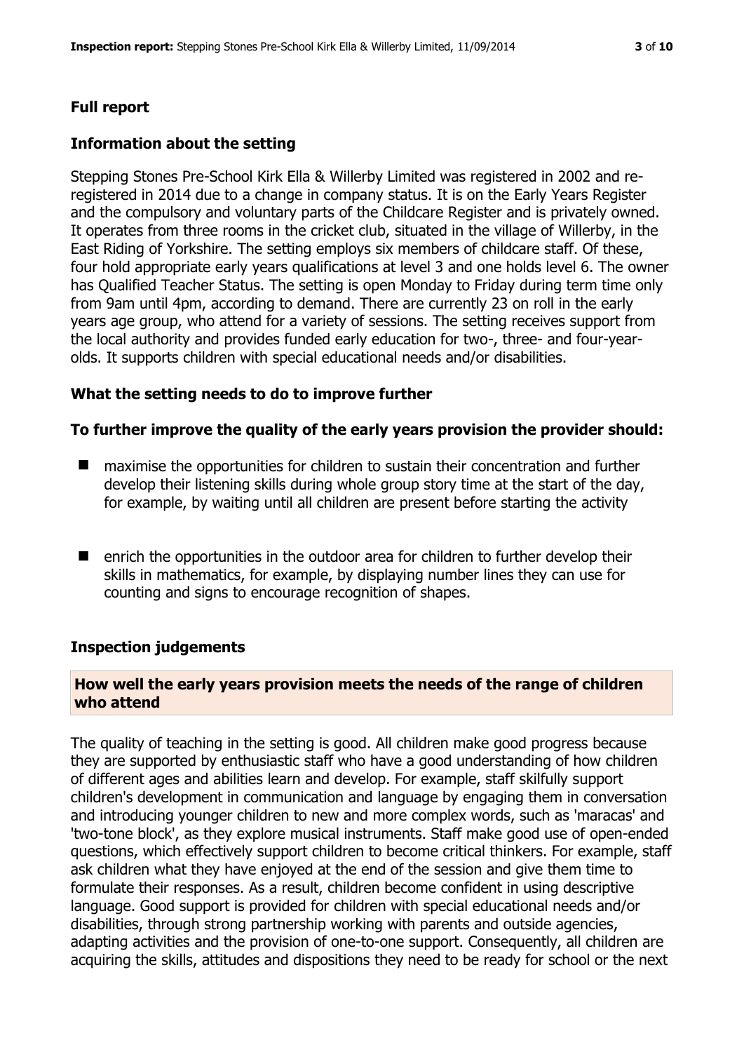## Full report

### Information about the setting

Stepping Stones Pre-School Kirk Ella & Willerby Limited was registered in 2002 and re-registered in 2014 due to a change in company status. It is on the Early Years Register and the compulsory and voluntary parts of the Childcare Register and is privately owned. It operates from three rooms in the cricket club, situated in the village of Willerby, in the East Riding of Yorkshire. The setting employs six members of childcare staff. Of these, four hold appropriate early years qualifications at level 3 and one holds level 6. The owner has Qualified Teacher Status. The setting is open Monday to Friday during term time only from 9am until 4pm, according to demand. There are currently 23 on roll in the early years age group, who attend for a variety of sessions. The setting receives support from the local authority and provides funded early education for two-, three- and four-year-olds. It supports children with special educational needs and/or disabilities.

### What the setting needs to do to improve further

#### To further improve the quality of the early years provision the provider should:

- maximise the opportunities for children to sustain their concentration and further develop their listening skills during whole group story time at the start of the day, for example, by waiting until all children are present before starting the activity
- enrich the opportunities in the outdoor area for children to further develop their skills in mathematics, for example, by displaying number lines they can use for counting and signs to encourage recognition of shapes.

### Inspection judgements

#### How well the early years provision meets the needs of the range of children who attend

The quality of teaching in the setting is good. All children make good progress because they are supported by enthusiastic staff who have a good understanding of how children of different ages and abilities learn and develop. For example, staff skilfully support children's development in communication and language by engaging them in conversation and introducing younger children to new and more complex words, such as 'maracas' and 'two-tone block', as they explore musical instruments. Staff make good use of open-ended questions, which effectively support children to become critical thinkers. For example, staff ask children what they have enjoyed at the end of the session and give them time to formulate their responses. As a result, children become confident in using descriptive language. Good support is provided for children with special educational needs and/or disabilities, through strong partnership working with parents and outside agencies, adapting activities and the provision of one-to-one support. Consequently, all children are acquiring the skills, attitudes and dispositions they need to be ready for school or the next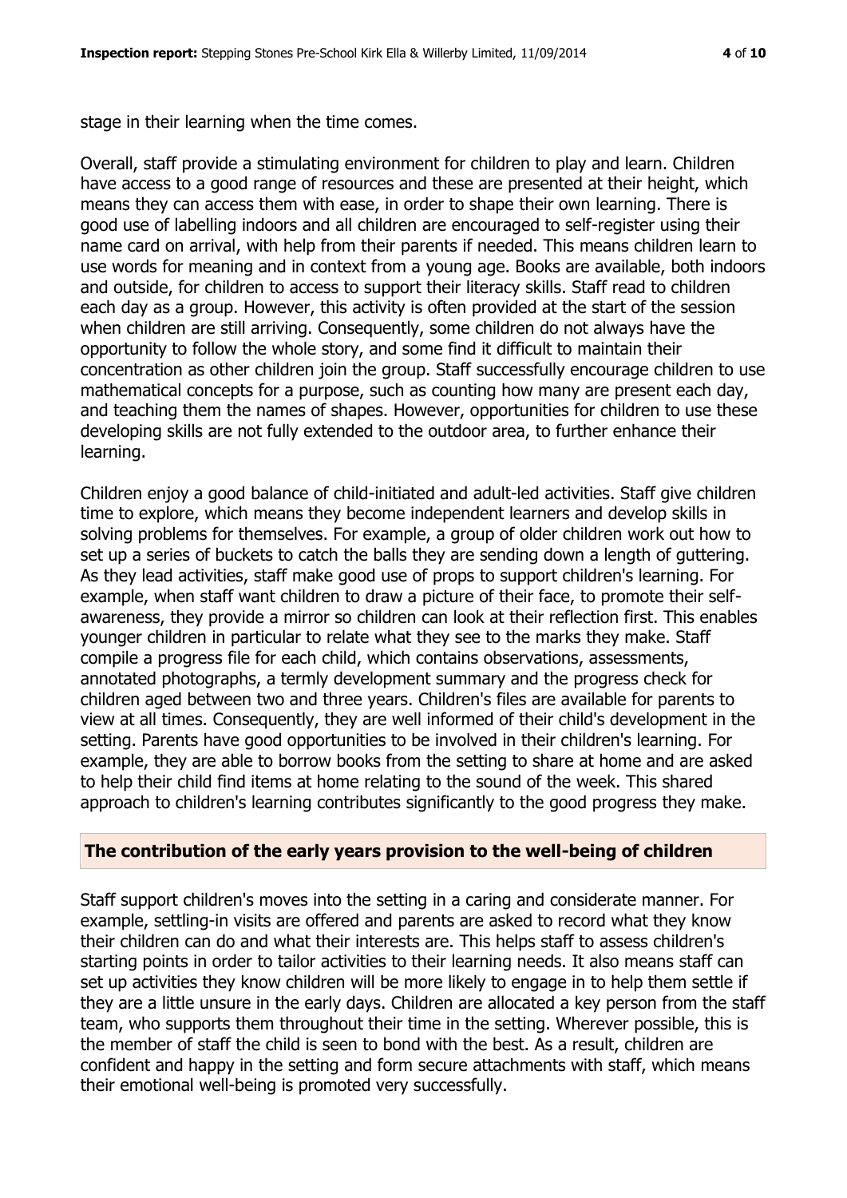stage in their learning when the time comes.

Overall, staff provide a stimulating environment for children to play and learn. Children have access to a good range of resources and these are presented at their height, which means they can access them with ease, in order to shape their own learning. There is good use of labelling indoors and all children are encouraged to self-register using their name card on arrival, with help from their parents if needed. This means children learn to use words for meaning and in context from a young age. Books are available, both indoors and outside, for children to access to support their literacy skills. Staff read to children each day as a group. However, this activity is often provided at the start of the session when children are still arriving. Consequently, some children do not always have the opportunity to follow the whole story, and some find it difficult to maintain their concentration as other children join the group. Staff successfully encourage children to use mathematical concepts for a purpose, such as counting how many are present each day, and teaching them the names of shapes. However, opportunities for children to use these developing skills are not fully extended to the outdoor area, to further enhance their learning.

Children enjoy a good balance of child-initiated and adult-led activities. Staff give children time to explore, which means they become independent learners and develop skills in solving problems for themselves. For example, a group of older children work out how to set up a series of buckets to catch the balls they are sending down a length of guttering. As they lead activities, staff make good use of props to support children's learning. For example, when staff want children to draw a picture of their face, to promote their self-awareness, they provide a mirror so children can look at their reflection first. This enables younger children in particular to relate what they see to the marks they make. Staff compile a progress file for each child, which contains observations, assessments, annotated photographs, a termly development summary and the progress check for children aged between two and three years. Children's files are available for parents to view at all times. Consequently, they are well informed of their child's development in the setting. Parents have good opportunities to be involved in their children's learning. For example, they are able to borrow books from the setting to share at home and are asked to help their child find items at home relating to the sound of the week. This shared approach to children's learning contributes significantly to the good progress they make.

## The contribution of the early years provision to the well-being of children

Staff support children's moves into the setting in a caring and considerate manner. For example, settling-in visits are offered and parents are asked to record what they know their children can do and what their interests are. This helps staff to assess children's starting points in order to tailor activities to their learning needs. It also means staff can set up activities they know children will be more likely to engage in to help them settle if they are a little unsure in the early days. Children are allocated a key person from the staff team, who supports them throughout their time in the setting. Wherever possible, this is the member of staff the child is seen to bond with the best. As a result, children are confident and happy in the setting and form secure attachments with staff, which means their emotional well-being is promoted very successfully.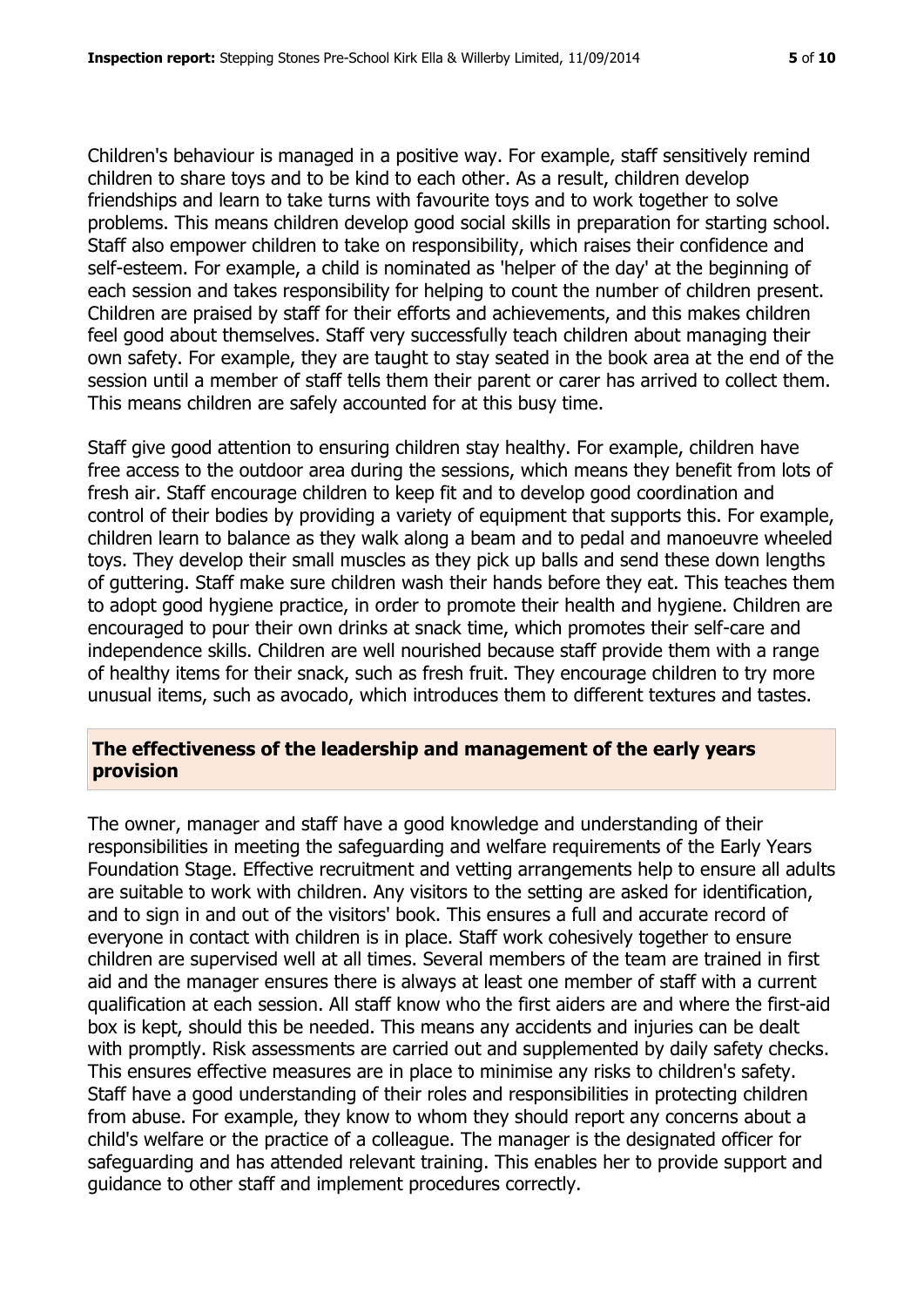Children's behaviour is managed in a positive way. For example, staff sensitively remind children to share toys and to be kind to each other. As a result, children develop friendships and learn to take turns with favourite toys and to work together to solve problems. This means children develop good social skills in preparation for starting school. Staff also empower children to take on responsibility, which raises their confidence and self-esteem. For example, a child is nominated as 'helper of the day' at the beginning of each session and takes responsibility for helping to count the number of children present. Children are praised by staff for their efforts and achievements, and this makes children feel good about themselves. Staff very successfully teach children about managing their own safety. For example, they are taught to stay seated in the book area at the end of the session until a member of staff tells them their parent or carer has arrived to collect them. This means children are safely accounted for at this busy time.

Staff give good attention to ensuring children stay healthy. For example, children have free access to the outdoor area during the sessions, which means they benefit from lots of fresh air. Staff encourage children to keep fit and to develop good coordination and control of their bodies by providing a variety of equipment that supports this. For example, children learn to balance as they walk along a beam and to pedal and manoeuvre wheeled toys. They develop their small muscles as they pick up balls and send these down lengths of guttering. Staff make sure children wash their hands before they eat. This teaches them to adopt good hygiene practice, in order to promote their health and hygiene. Children are encouraged to pour their own drinks at snack time, which promotes their self-care and independence skills. Children are well nourished because staff provide them with a range of healthy items for their snack, such as fresh fruit. They encourage children to try more unusual items, such as avocado, which introduces them to different textures and tastes.

## The effectiveness of the leadership and management of the early years provision

The owner, manager and staff have a good knowledge and understanding of their responsibilities in meeting the safeguarding and welfare requirements of the Early Years Foundation Stage. Effective recruitment and vetting arrangements help to ensure all adults are suitable to work with children. Any visitors to the setting are asked for identification, and to sign in and out of the visitors' book. This ensures a full and accurate record of everyone in contact with children is in place. Staff work cohesively together to ensure children are supervised well at all times. Several members of the team are trained in first aid and the manager ensures there is always at least one member of staff with a current qualification at each session. All staff know who the first aiders are and where the first-aid box is kept, should this be needed. This means any accidents and injuries can be dealt with promptly. Risk assessments are carried out and supplemented by daily safety checks. This ensures effective measures are in place to minimise any risks to children's safety. Staff have a good understanding of their roles and responsibilities in protecting children from abuse. For example, they know to whom they should report any concerns about a child's welfare or the practice of a colleague. The manager is the designated officer for safeguarding and has attended relevant training. This enables her to provide support and guidance to other staff and implement procedures correctly.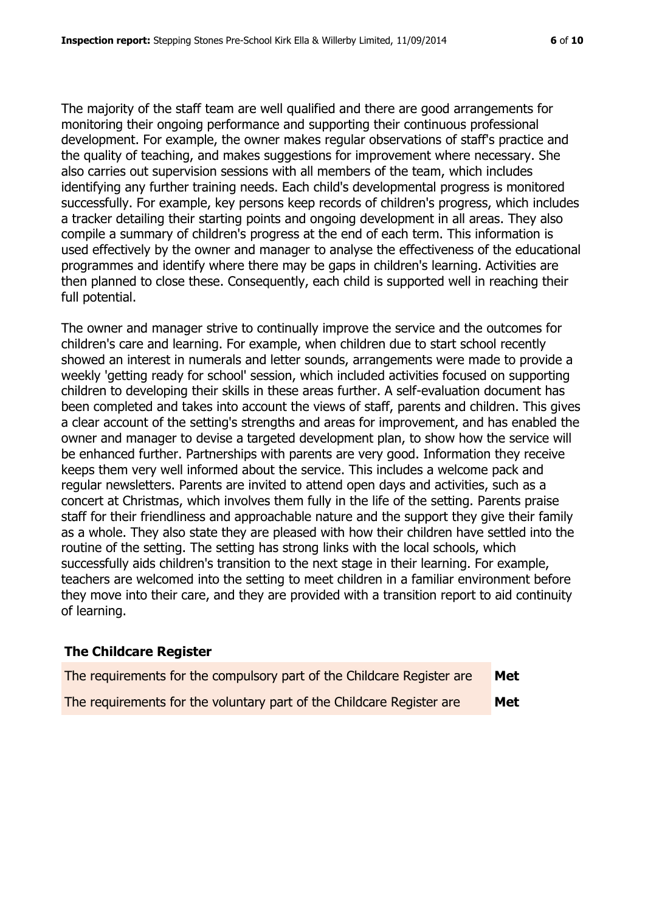The majority of the staff team are well qualified and there are good arrangements for monitoring their ongoing performance and supporting their continuous professional development. For example, the owner makes regular observations of staff's practice and the quality of teaching, and makes suggestions for improvement where necessary. She also carries out supervision sessions with all members of the team, which includes identifying any further training needs. Each child's developmental progress is monitored successfully. For example, key persons keep records of children's progress, which includes a tracker detailing their starting points and ongoing development in all areas. They also compile a summary of children's progress at the end of each term. This information is used effectively by the owner and manager to analyse the effectiveness of the educational programmes and identify where there may be gaps in children's learning. Activities are then planned to close these. Consequently, each child is supported well in reaching their full potential.

The owner and manager strive to continually improve the service and the outcomes for children's care and learning. For example, when children due to start school recently showed an interest in numerals and letter sounds, arrangements were made to provide a weekly 'getting ready for school' session, which included activities focused on supporting children to developing their skills in these areas further. A self-evaluation document has been completed and takes into account the views of staff, parents and children. This gives a clear account of the setting's strengths and areas for improvement, and has enabled the owner and manager to devise a targeted development plan, to show how the service will be enhanced further. Partnerships with parents are very good. Information they receive keeps them very well informed about the service. This includes a welcome pack and regular newsletters. Parents are invited to attend open days and activities, such as a concert at Christmas, which involves them fully in the life of the setting. Parents praise staff for their friendliness and approachable nature and the support they give their family as a whole. They also state they are pleased with how their children have settled into the routine of the setting. The setting has strong links with the local schools, which successfully aids children's transition to the next stage in their learning. For example, teachers are welcomed into the setting to meet children in a familiar environment before they move into their care, and they are provided with a transition report to aid continuity of learning.

## The Childcare Register

| | |
|---|---|
| The requirements for the compulsory part of the Childcare Register are | **Met** |
| The requirements for the voluntary part of the Childcare Register are | **Met** |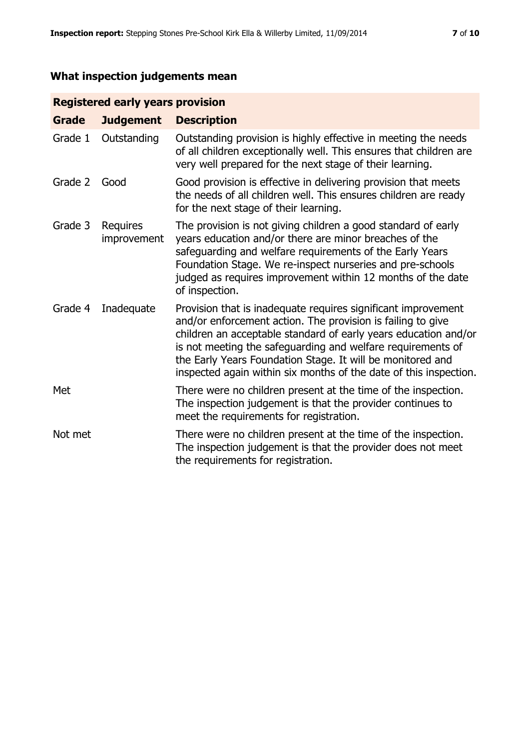## What inspection judgements mean

| Registered early years provision | | |
|---|---|---|
| **Grade** | **Judgement** | **Description** |
| Grade 1 | Outstanding | Outstanding provision is highly effective in meeting the needs of all children exceptionally well. This ensures that children are very well prepared for the next stage of their learning. |
| Grade 2 | Good | Good provision is effective in delivering provision that meets the needs of all children well. This ensures children are ready for the next stage of their learning. |
| Grade 3 | Requires improvement | The provision is not giving children a good standard of early years education and/or there are minor breaches of the safeguarding and welfare requirements of the Early Years Foundation Stage. We re-inspect nurseries and pre-schools judged as requires improvement within 12 months of the date of inspection. |
| Grade 4 | Inadequate | Provision that is inadequate requires significant improvement and/or enforcement action. The provision is failing to give children an acceptable standard of early years education and/or is not meeting the safeguarding and welfare requirements of the Early Years Foundation Stage. It will be monitored and inspected again within six months of the date of this inspection. |
| Met | | There were no children present at the time of the inspection. The inspection judgement is that the provider continues to meet the requirements for registration. |
| Not met | | There were no children present at the time of the inspection. The inspection judgement is that the provider does not meet the requirements for registration. |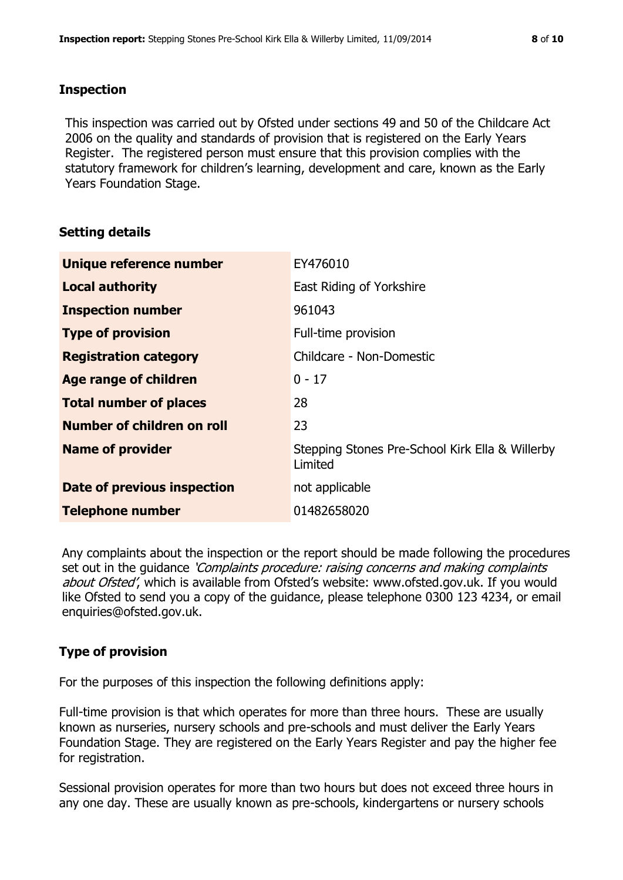## Inspection

This inspection was carried out by Ofsted under sections 49 and 50 of the Childcare Act 2006 on the quality and standards of provision that is registered on the Early Years Register. The registered person must ensure that this provision complies with the statutory framework for children's learning, development and care, known as the Early Years Foundation Stage.

## Setting details

| | |
|---|---|
| **Unique reference number** | EY476010 |
| **Local authority** | East Riding of Yorkshire |
| **Inspection number** | 961043 |
| **Type of provision** | Full-time provision |
| **Registration category** | Childcare - Non-Domestic |
| **Age range of children** | 0 - 17 |
| **Total number of places** | 28 |
| **Number of children on roll** | 23 |
| **Name of provider** | Stepping Stones Pre-School Kirk Ella & Willerby Limited |
| **Date of previous inspection** | not applicable |
| **Telephone number** | 01482658020 |

Any complaints about the inspection or the report should be made following the procedures set out in the guidance *'Complaints procedure: raising concerns and making complaints about Ofsted'*, which is available from Ofsted's website: www.ofsted.gov.uk. If you would like Ofsted to send you a copy of the guidance, please telephone 0300 123 4234, or email enquiries@ofsted.gov.uk.

## Type of provision

For the purposes of this inspection the following definitions apply:

Full-time provision is that which operates for more than three hours. These are usually known as nurseries, nursery schools and pre-schools and must deliver the Early Years Foundation Stage. They are registered on the Early Years Register and pay the higher fee for registration.

Sessional provision operates for more than two hours but does not exceed three hours in any one day. These are usually known as pre-schools, kindergartens or nursery schools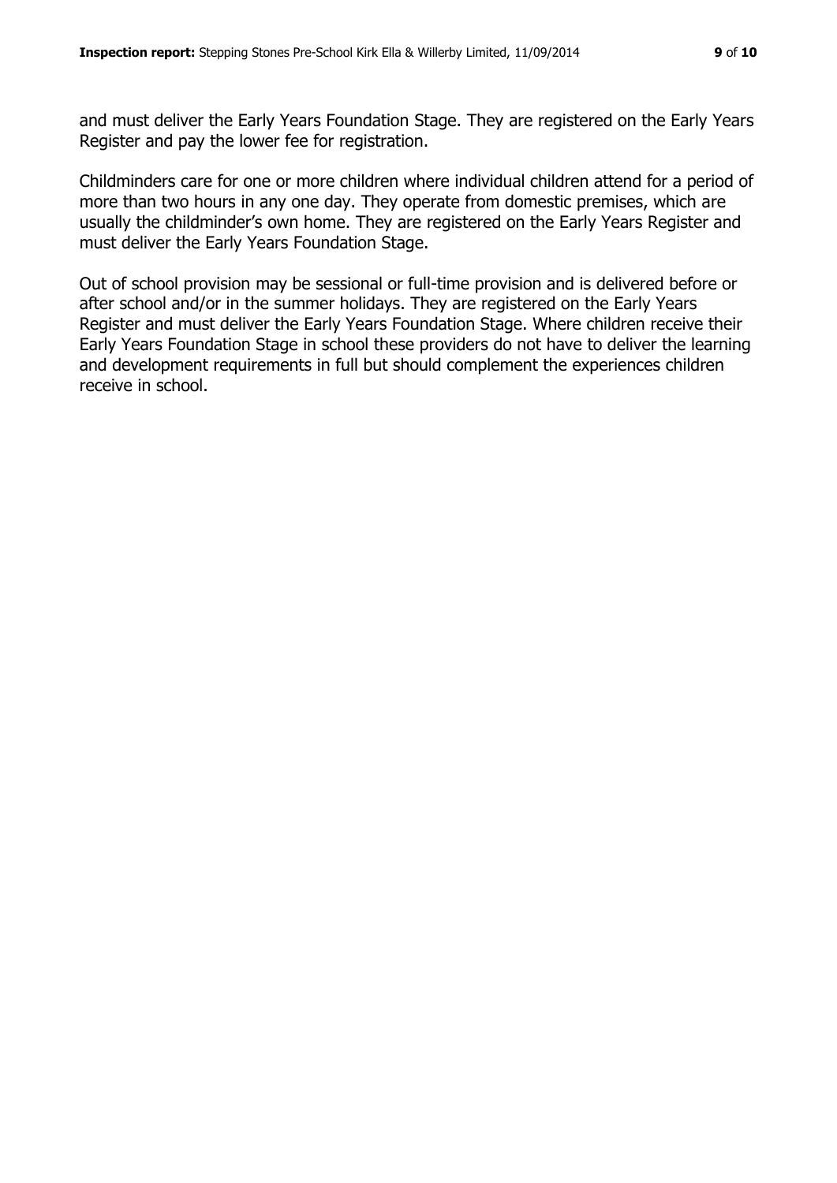and must deliver the Early Years Foundation Stage. They are registered on the Early Years Register and pay the lower fee for registration.

Childminders care for one or more children where individual children attend for a period of more than two hours in any one day. They operate from domestic premises, which are usually the childminder's own home. They are registered on the Early Years Register and must deliver the Early Years Foundation Stage.

Out of school provision may be sessional or full-time provision and is delivered before or after school and/or in the summer holidays. They are registered on the Early Years Register and must deliver the Early Years Foundation Stage. Where children receive their Early Years Foundation Stage in school these providers do not have to deliver the learning and development requirements in full but should complement the experiences children receive in school.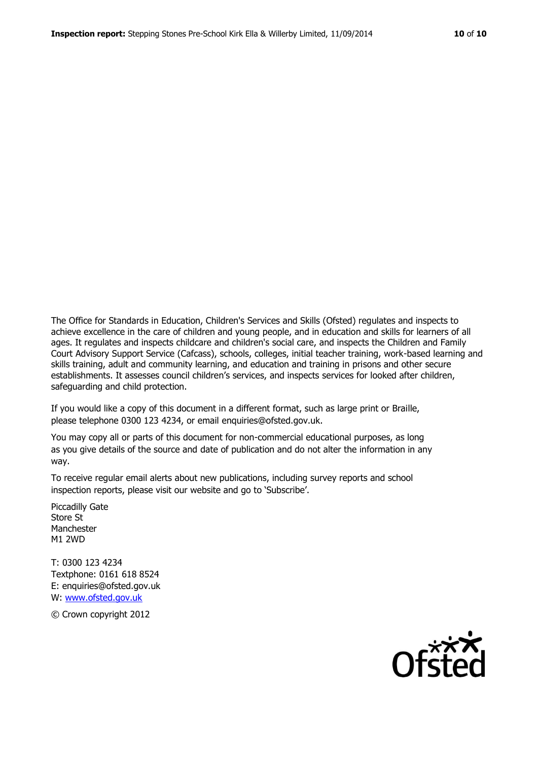The Office for Standards in Education, Children's Services and Skills (Ofsted) regulates and inspects to achieve excellence in the care of children and young people, and in education and skills for learners of all ages. It regulates and inspects childcare and children's social care, and inspects the Children and Family Court Advisory Support Service (Cafcass), schools, colleges, initial teacher training, work-based learning and skills training, adult and community learning, and education and training in prisons and other secure establishments. It assesses council children's services, and inspects services for looked after children, safeguarding and child protection.

If you would like a copy of this document in a different format, such as large print or Braille, please telephone 0300 123 4234, or email enquiries@ofsted.gov.uk.

You may copy all or parts of this document for non-commercial educational purposes, as long as you give details of the source and date of publication and do not alter the information in any way.

To receive regular email alerts about new publications, including survey reports and school inspection reports, please visit our website and go to 'Subscribe'.

Piccadilly Gate
Store St
Manchester
M1 2WD

T: 0300 123 4234
Textphone: 0161 618 8524
E: enquiries@ofsted.gov.uk
W: www.ofsted.gov.uk

© Crown copyright 2012

Ofsted